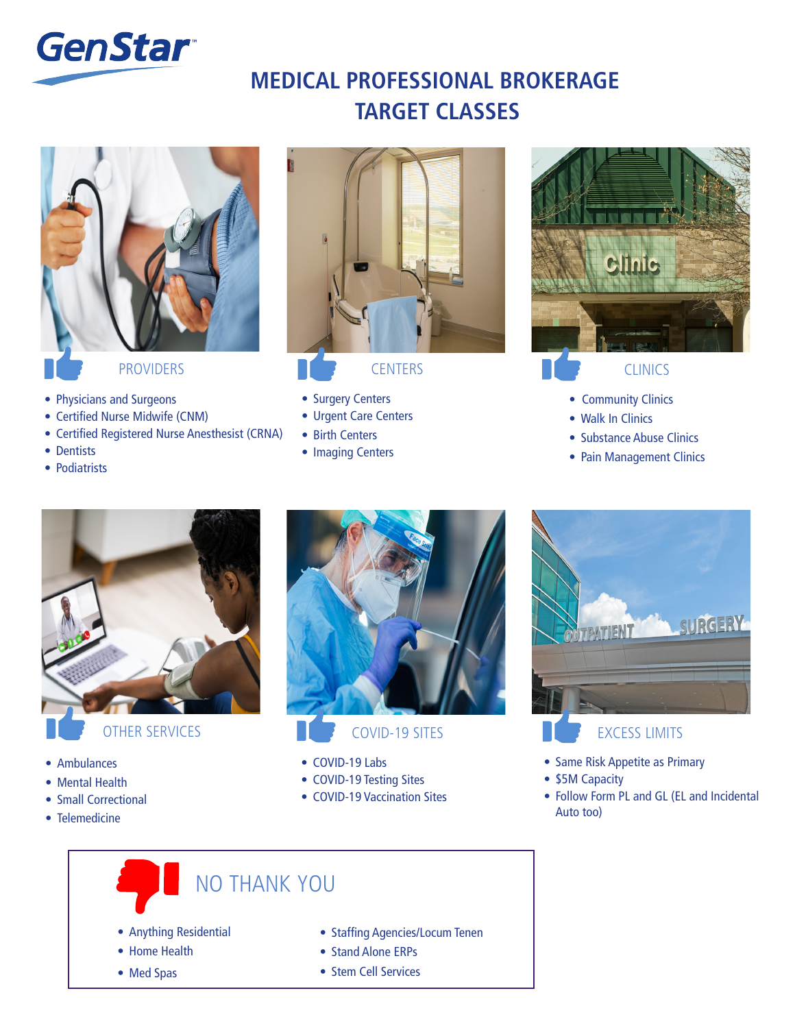GenStar

# MEDICAL PROFESSIONAL BROKERAGE TARGET CLASSES

## PROVIDERS

- Physicians and Surgeons
- Certified Nurse Midwife (CNM)
- Certified Registered Nurse Anesthesist (CRNA)
- Dentists
- Podiatrists

## CENTERS

- Surgery Centers
- Urgent Care Centers
- Birth Centers
- Imaging Centers

## CLINICS

- Community Clinics
- Walk In Clinics
- Substance Abuse Clinics
- Pain Management Clinics

## OTHER SERVICES

- Ambulances
- Mental Health
- Small Correctional
- Telemedicine

## COVID-19 SITES

- COVID-19 Labs
- COVID-19 Testing Sites
- COVID-19 Vaccination Sites

## EXCESS LIMITS

- Same Risk Appetite as Primary
- $5M Capacity
- Follow Form PL and GL (EL and Incidental Auto too)

## NO THANK YOU

- Anything Residential
- Home Health
- Med Spas
- Staffing Agencies/Locum Tenen
- Stand Alone ERPs
- Stem Cell Services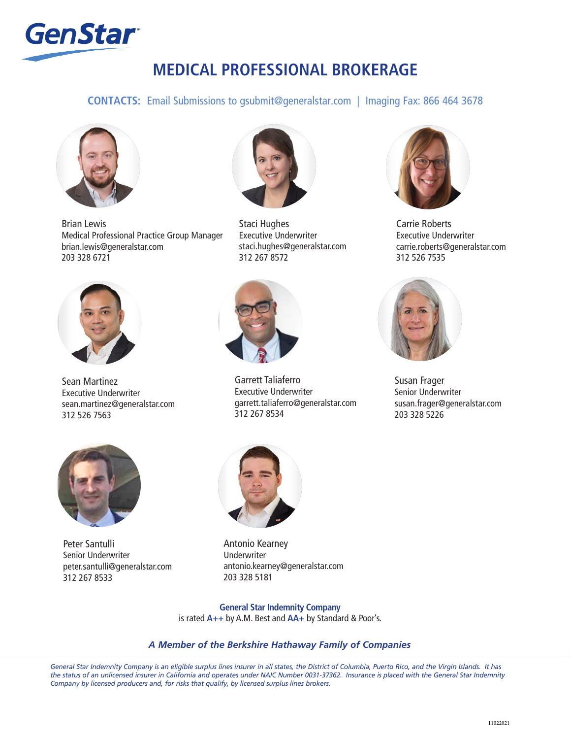GenStar

# MEDICAL PROFESSIONAL BROKERAGE

**CONTACTS:** Email Submissions to gsubmit@generalstar.com | Imaging Fax: 866 464 3678

Brian Lewis
Medical Professional Practice Group Manager
brian.lewis@generalstar.com
203 328 6721

Staci Hughes
Executive Underwriter
staci.hughes@generalstar.com
312 267 8572

Carrie Roberts
Executive Underwriter
carrie.roberts@generalstar.com
312 526 7535

Sean Martinez
Executive Underwriter
sean.martinez@generalstar.com
312 526 7563

Garrett Taliaferro
Executive Underwriter
garrett.taliaferro@generalstar.com
312 267 8534

Susan Frager
Senior Underwriter
susan.frager@generalstar.com
203 328 5226

Peter Santulli
Senior Underwriter
peter.santulli@generalstar.com
312 267 8533

Antonio Kearney
Underwriter
antonio.kearney@generalstar.com
203 328 5181

**General Star Indemnity Company**
is rated **A++** by A.M. Best and **AA+** by Standard & Poor's.

***A Member of the Berkshire Hathaway Family of Companies***

*General Star Indemnity Company is an eligible surplus lines insurer in all states, the District of Columbia, Puerto Rico, and the Virgin Islands. It has the status of an unlicensed insurer in California and operates under NAIC Number 0031-37362. Insurance is placed with the General Star Indemnity Company by licensed producers and, for risks that qualify, by licensed surplus lines brokers.*

11022021